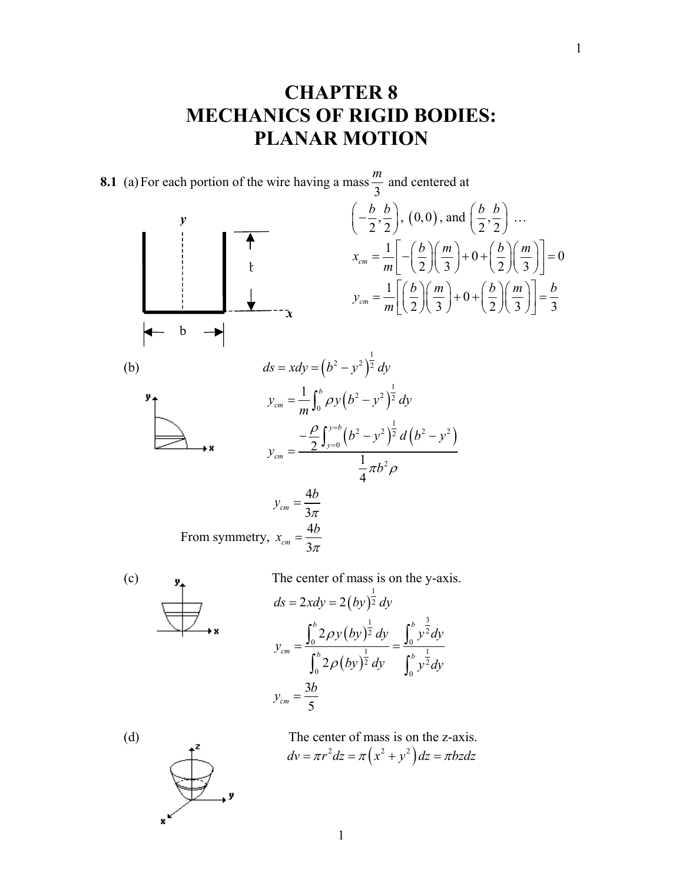# CHAPTER 8
# MECHANICS OF RIGID BODIES: PLANAR MOTION

**8.1** (a) For each portion of the wire having a mass $\frac{m}{3}$ and centered at $\left(-\frac{b}{2},\frac{b}{2}\right)$, $(0,0)$, and $\left(\frac{b}{2},\frac{b}{2}\right)$ …

$$x_{cm} = \frac{1}{m}\left[-\left(\frac{b}{2}\right)\left(\frac{m}{3}\right)+0+\left(\frac{b}{2}\right)\left(\frac{m}{3}\right)\right]=0$$

$$y_{cm} = \frac{1}{m}\left[\left(\frac{b}{2}\right)\left(\frac{m}{3}\right)+0+\left(\frac{b}{2}\right)\left(\frac{m}{3}\right)\right]=\frac{b}{3}$$

(b)

$$ds = xdy = \left(b^2-y^2\right)^{\frac{1}{2}}dy$$

$$y_{cm} = \frac{1}{m}\int_0^b \rho y\left(b^2-y^2\right)^{\frac{1}{2}}dy$$

$$y_{cm} = \frac{-\frac{\rho}{2}\int_{y=0}^{y=b}\left(b^2-y^2\right)^{\frac{1}{2}}d\left(b^2-y^2\right)}{\frac{1}{4}\pi b^2\rho}$$

$$y_{cm} = \frac{4b}{3\pi}$$

From symmetry, $x_{cm} = \frac{4b}{3\pi}$

(c) The center of mass is on the y-axis.

$$ds = 2xdy = 2\left(by\right)^{\frac{1}{2}}dy$$

$$y_{cm} = \frac{\int_0^b 2\rho y\left(by\right)^{\frac{1}{2}}dy}{\int_0^b 2\rho\left(by\right)^{\frac{1}{2}}dy} = \frac{\int_0^b y^{\frac{3}{2}}dy}{\int_0^b y^{\frac{1}{2}}dy}$$

$$y_{cm} = \frac{3b}{5}$$

(d) The center of mass is on the z-axis.

$$dv = \pi r^2 dz = \pi\left(x^2+y^2\right)dz = \pi bzdz$$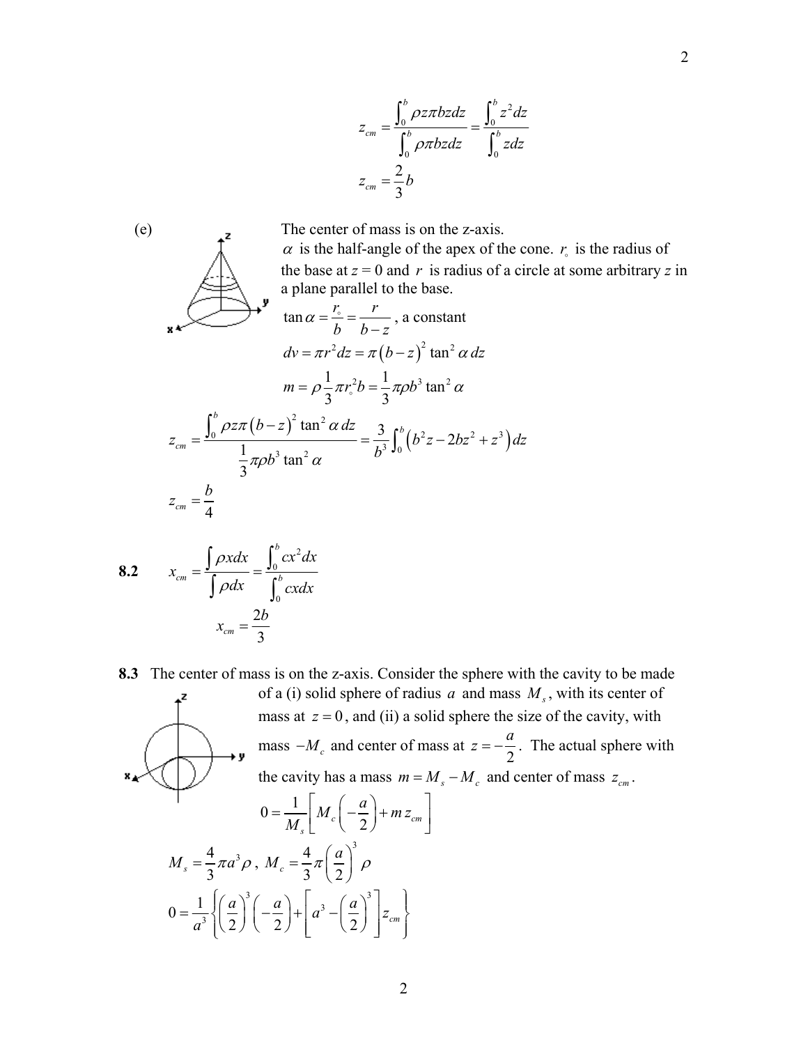$$z_{cm} = \frac{\int_0^b \rho z \pi b z dz}{\int_0^b \rho \pi b z dz} = \frac{\int_0^b z^2 dz}{\int_0^b z dz}$$

$$z_{cm} = \frac{2}{3} b$$

(e) The center of mass is on the z-axis.

$\alpha$ is the half-angle of the apex of the cone. $r_\circ$ is the radius of the base at $z = 0$ and $r$ is radius of a circle at some arbitrary $z$ in a plane parallel to the base.

$$\tan\alpha = \frac{r_\circ}{b} = \frac{r}{b-z}\text{, a constant}$$

$$dv = \pi r^2 dz = \pi (b-z)^2 \tan^2\alpha \, dz$$

$$m = \rho \frac{1}{3} \pi r_\circ^2 b = \frac{1}{3} \pi \rho b^3 \tan^2\alpha$$

$$z_{cm} = \frac{\int_0^b \rho z \pi (b-z)^2 \tan^2\alpha \, dz}{\frac{1}{3}\pi \rho b^3 \tan^2\alpha} = \frac{3}{b^3}\int_0^b \left(b^2 z - 2bz^2 + z^3\right) dz$$

$$z_{cm} = \frac{b}{4}$$

**8.2**

$$x_{cm} = \frac{\int \rho x dx}{\int \rho dx} = \frac{\int_0^b c x^2 dx}{\int_0^b c x dx}$$

$$x_{cm} = \frac{2b}{3}$$

**8.3** The center of mass is on the z-axis. Consider the sphere with the cavity to be made of a (i) solid sphere of radius $a$ and mass $M_s$, with its center of mass at $z = 0$, and (ii) a solid sphere the size of the cavity, with mass $-M_c$ and center of mass at $z = -\frac{a}{2}$. The actual sphere with the cavity has a mass $m = M_s - M_c$ and center of mass $z_{cm}$.

$$0 = \frac{1}{M_s}\left[M_c\left(-\frac{a}{2}\right) + m\, z_{cm}\right]$$

$$M_s = \frac{4}{3}\pi a^3 \rho\,,\ M_c = \frac{4}{3}\pi \left(\frac{a}{2}\right)^3 \rho$$

$$0 = \frac{1}{a^3}\left\{\left(\frac{a}{2}\right)^3\left(-\frac{a}{2}\right) + \left[a^3 - \left(\frac{a}{2}\right)^3\right] z_{cm}\right\}$$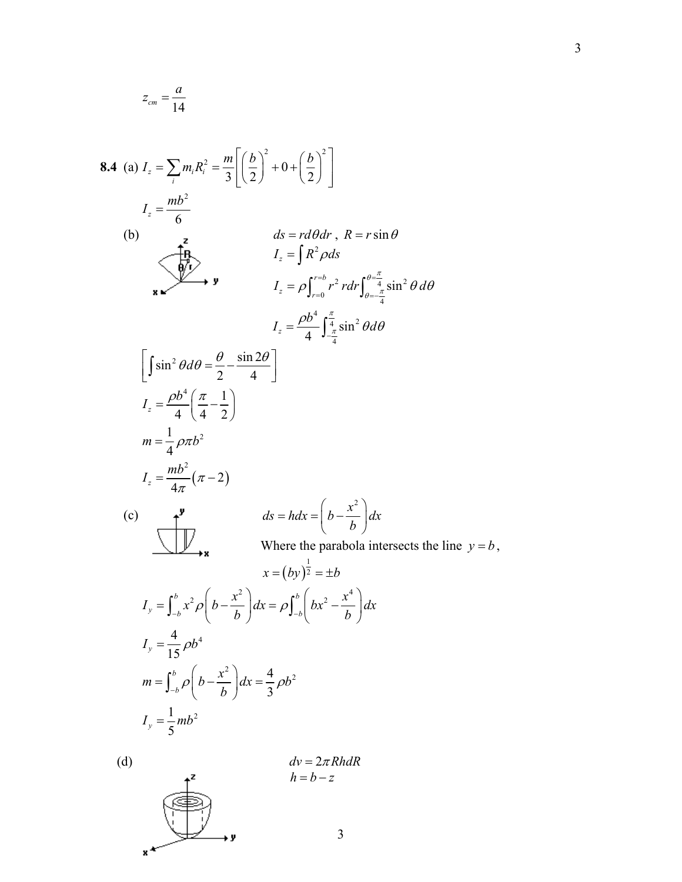$$z_{cm} = \frac{a}{14}$$

**8.4** (a) $I_z = \sum_i m_i R_i^2 = \frac{m}{3}\left[\left(\frac{b}{2}\right)^2 + 0 + \left(\frac{b}{2}\right)^2\right]$

$$I_z = \frac{mb^2}{6}$$

(b)

$ds = r\,d\theta\,dr$ , $R = r\sin\theta$

$$I_z = \int R^2 \rho\, ds$$

$$I_z = \rho \int_{r=0}^{r=b} r^2\, r\,dr \int_{\theta=-\frac{\pi}{4}}^{\theta=\frac{\pi}{4}} \sin^2\theta\, d\theta$$

$$I_z = \frac{\rho b^4}{4}\int_{-\frac{\pi}{4}}^{\frac{\pi}{4}} \sin^2\theta\, d\theta$$

$$\left[\int \sin^2\theta\, d\theta = \frac{\theta}{2} - \frac{\sin 2\theta}{4}\right]$$

$$I_z = \frac{\rho b^4}{4}\left(\frac{\pi}{4} - \frac{1}{2}\right)$$

$$m = \frac{1}{4}\rho\pi b^2$$

$$I_z = \frac{mb^2}{4\pi}(\pi - 2)$$

(c)

$$ds = h\,dx = \left(b - \frac{x^2}{b}\right)dx$$

Where the parabola intersects the line $y = b$,

$$x = (by)^{\frac{1}{2}} = \pm b$$

$$I_y = \int_{-b}^{b} x^2 \rho\left(b - \frac{x^2}{b}\right)dx = \rho\int_{-b}^{b}\left(bx^2 - \frac{x^4}{b}\right)dx$$

$$I_y = \frac{4}{15}\rho b^4$$

$$m = \int_{-b}^{b} \rho\left(b - \frac{x^2}{b}\right)dx = \frac{4}{3}\rho b^2$$

$$I_y = \frac{1}{5}mb^2$$

(d)

$$dv = 2\pi R h\, dR$$

$$h = b - z$$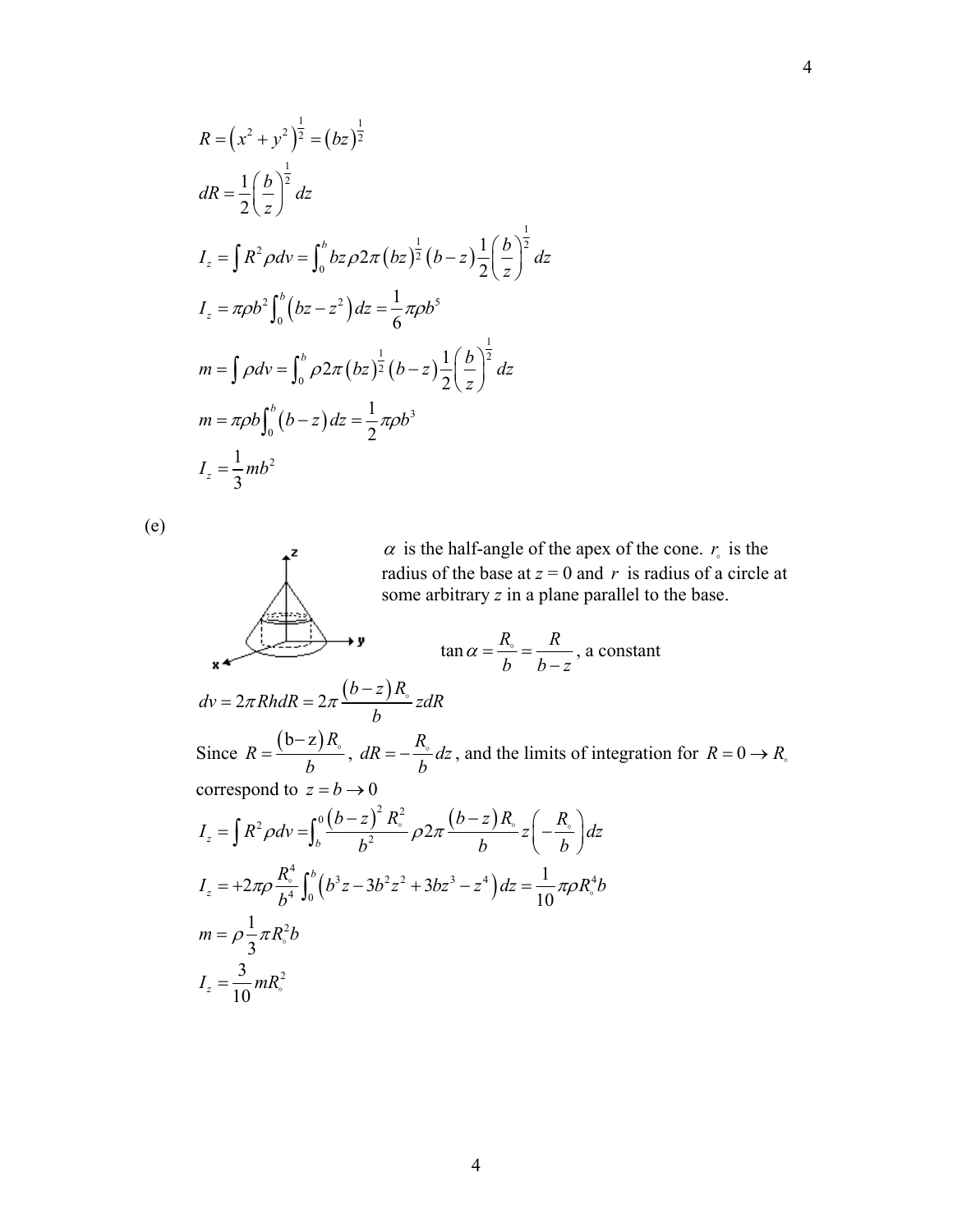$$R = \left(x^2 + y^2\right)^{\frac{1}{2}} = \left(bz\right)^{\frac{1}{2}}$$

$$dR = \frac{1}{2}\left(\frac{b}{z}\right)^{\frac{1}{2}} dz$$

$$I_z = \int R^2 \rho dv = \int_0^b bz\rho 2\pi \left(bz\right)^{\frac{1}{2}}\left(b-z\right)\frac{1}{2}\left(\frac{b}{z}\right)^{\frac{1}{2}} dz$$

$$I_z = \pi\rho b^2 \int_0^b \left(bz - z^2\right) dz = \frac{1}{6}\pi\rho b^5$$

$$m = \int \rho dv = \int_0^b \rho 2\pi \left(bz\right)^{\frac{1}{2}}\left(b-z\right)\frac{1}{2}\left(\frac{b}{z}\right)^{\frac{1}{2}} dz$$

$$m = \pi\rho b \int_0^b \left(b-z\right) dz = \frac{1}{2}\pi\rho b^3$$

$$I_z = \frac{1}{3} m b^2$$

(e)

$\alpha$ is the half-angle of the apex of the cone. $r_\circ$ is the radius of the base at $z = 0$ and $r$ is radius of a circle at some arbitrary $z$ in a plane parallel to the base.

$$\tan\alpha = \frac{R_\circ}{b} = \frac{R}{b-z}, \text{ a constant}$$

$$dv = 2\pi R h dR = 2\pi \frac{\left(b-z\right)R_\circ}{b} z dR$$

Since $R = \frac{\left(b-z\right)R_\circ}{b}$, $dR = -\frac{R_\circ}{b} dz$, and the limits of integration for $R = 0 \rightarrow R_\circ$ correspond to $z = b \rightarrow 0$

$$I_z = \int R^2 \rho dv = \int_b^0 \frac{\left(b-z\right)^2 R_\circ^2}{b^2} \rho 2\pi \frac{\left(b-z\right)R_\circ}{b} z \left(-\frac{R_\circ}{b}\right) dz$$

$$I_z = +2\pi\rho \frac{R_\circ^4}{b^4} \int_0^b \left(b^3 z - 3b^2 z^2 + 3bz^3 - z^4\right) dz = \frac{1}{10}\pi\rho R_\circ^4 b$$

$$m = \rho \frac{1}{3}\pi R_\circ^2 b$$

$$I_z = \frac{3}{10} m R_\circ^2$$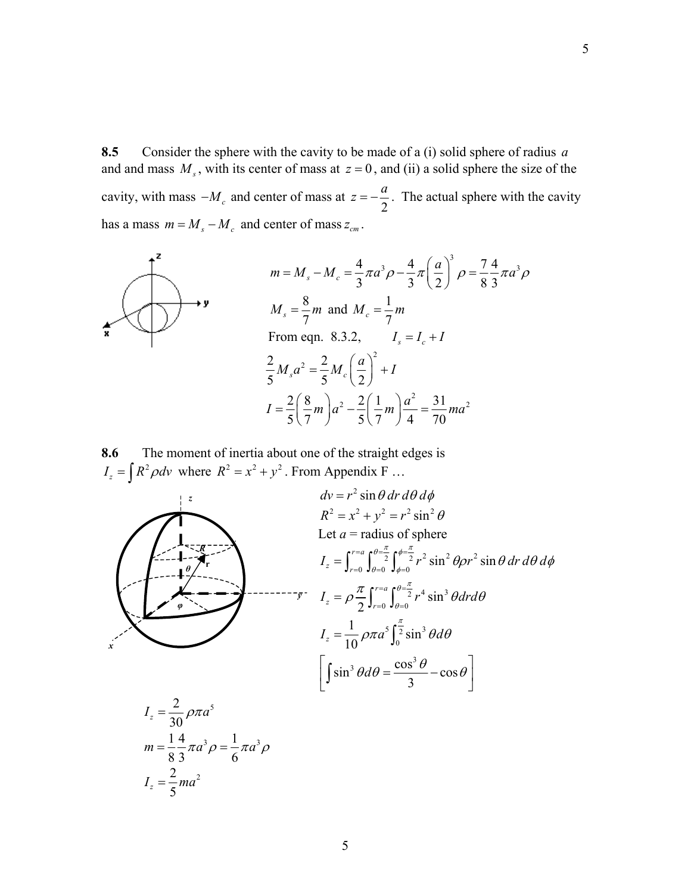**8.5** Consider the sphere with the cavity to be made of a (i) solid sphere of radius $a$ and and mass $M_s$, with its center of mass at $z = 0$, and (ii) a solid sphere the size of the cavity, with mass $-M_c$ and center of mass at $z = -\frac{a}{2}$. The actual sphere with the cavity has a mass $m = M_s - M_c$ and center of mass $z_{cm}$.

$$m = M_s - M_c = \frac{4}{3}\pi a^3 \rho - \frac{4}{3}\pi\left(\frac{a}{2}\right)^3 \rho = \frac{7}{8}\frac{4}{3}\pi a^3 \rho$$

$$M_s = \frac{8}{7}m \text{ and } M_c = \frac{1}{7}m$$

From eqn. 8.3.2, $\qquad I_s = I_c + I$

$$\frac{2}{5}M_s a^2 = \frac{2}{5}M_c\left(\frac{a}{2}\right)^2 + I$$

$$I = \frac{2}{5}\left(\frac{8}{7}m\right)a^2 - \frac{2}{5}\left(\frac{1}{7}m\right)\frac{a^2}{4} = \frac{31}{70}ma^2$$

**8.6** The moment of inertia about one of the straight edges is $I_z = \int R^2 \rho dv$ where $R^2 = x^2 + y^2$. From Appendix F …

$$dv = r^2 \sin\theta \, dr \, d\theta \, d\phi$$

$$R^2 = x^2 + y^2 = r^2 \sin^2\theta$$

Let $a$ = radius of sphere

$$I_z = \int_{r=0}^{r=a}\int_{\theta=0}^{\theta=\frac{\pi}{2}}\int_{\phi=0}^{\phi=\frac{\pi}{2}} r^2 \sin^2\theta \rho r^2 \sin\theta \, dr \, d\theta \, d\phi$$

$$I_z = \rho \frac{\pi}{2}\int_{r=0}^{r=a}\int_{\theta=0}^{\theta=\frac{\pi}{2}} r^4 \sin^3\theta dr d\theta$$

$$I_z = \frac{1}{10}\rho\pi a^5 \int_0^{\frac{\pi}{2}} \sin^3\theta d\theta$$

$$\left[\int \sin^3\theta d\theta = \frac{\cos^3\theta}{3} - \cos\theta\right]$$

$$I_z = \frac{2}{30}\rho\pi a^5$$

$$m = \frac{1}{8}\frac{4}{3}\pi a^3 \rho = \frac{1}{6}\pi a^3 \rho$$

$$I_z = \frac{2}{5}ma^2$$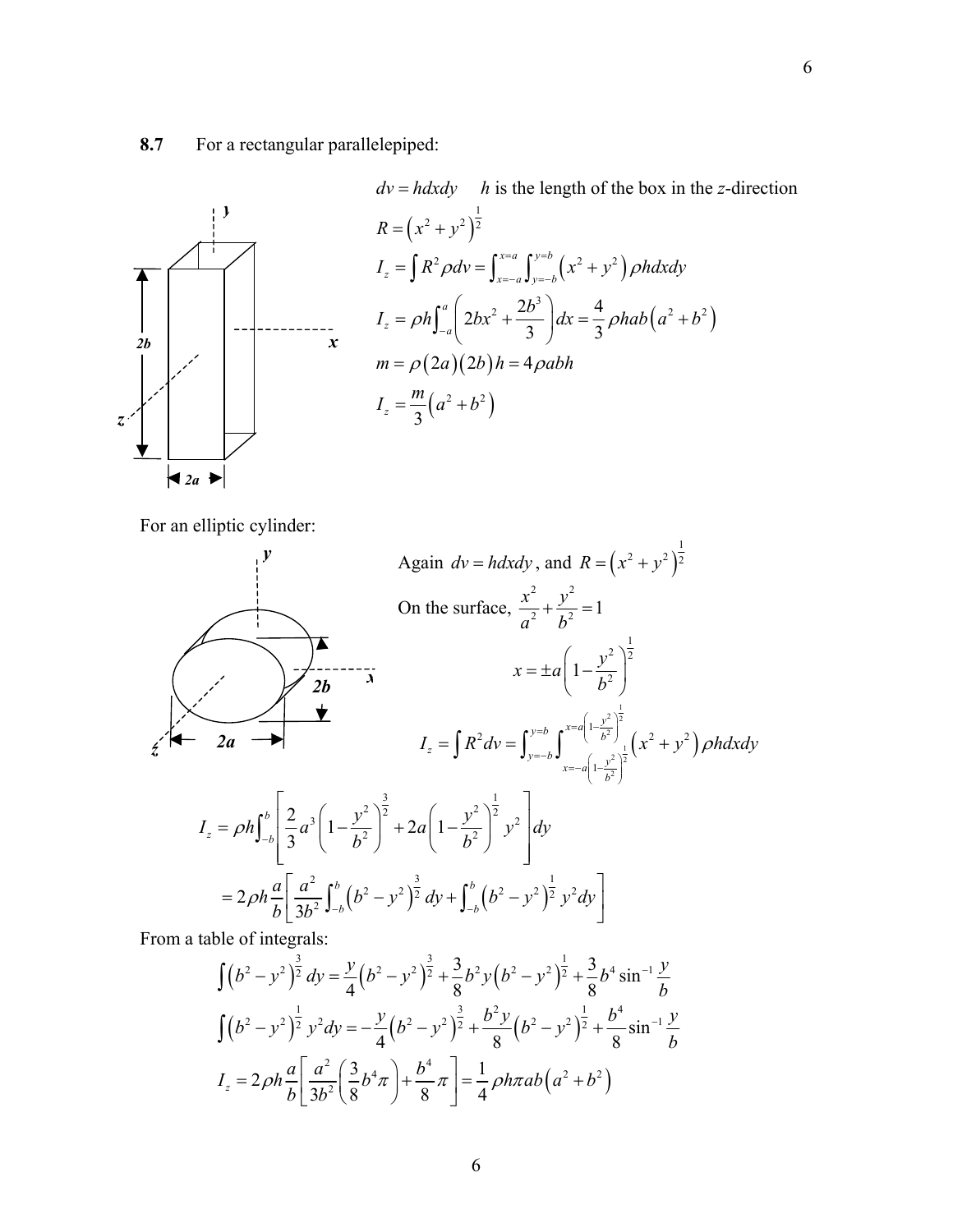**8.7** For a rectangular parallelepiped:

$dv = hdxdy$ $h$ is the length of the box in the $z$-direction

$$R = \left(x^2 + y^2\right)^{\frac{1}{2}}$$

$$I_z = \int R^2 \rho dv = \int_{x=-a}^{x=a} \int_{y=-b}^{y=b} \left(x^2 + y^2\right) \rho h dx dy$$

$$I_z = \rho h \int_{-a}^{a} \left(2bx^2 + \frac{2b^3}{3}\right) dx = \frac{4}{3} \rho hab \left(a^2 + b^2\right)$$

$$m = \rho (2a)(2b) h = 4\rho abh$$

$$I_z = \frac{m}{3}\left(a^2 + b^2\right)$$

For an elliptic cylinder:

Again $dv = hdxdy$, and $R = \left(x^2 + y^2\right)^{\frac{1}{2}}$

On the surface, $\frac{x^2}{a^2} + \frac{y^2}{b^2} = 1$

$$x = \pm a \left(1 - \frac{y^2}{b^2}\right)^{\frac{1}{2}}$$

$$I_z = \int R^2 dv = \int_{y=-b}^{y=b} \int_{x=-a\left(1-\frac{y^2}{b^2}\right)^{\frac{1}{2}}}^{x=a\left(1-\frac{y^2}{b^2}\right)^{\frac{1}{2}}} \left(x^2 + y^2\right) \rho h dx dy$$

$$I_z = \rho h \int_{-b}^{b} \left[\frac{2}{3} a^3 \left(1 - \frac{y^2}{b^2}\right)^{\frac{3}{2}} + 2a\left(1 - \frac{y^2}{b^2}\right)^{\frac{1}{2}} y^2\right] dy$$

$$= 2\rho h \frac{a}{b}\left[\frac{a^2}{3b^2}\int_{-b}^{b}\left(b^2 - y^2\right)^{\frac{3}{2}} dy + \int_{-b}^{b}\left(b^2 - y^2\right)^{\frac{1}{2}} y^2 dy\right]$$

From a table of integrals:

$$\int \left(b^2 - y^2\right)^{\frac{3}{2}} dy = \frac{y}{4}\left(b^2 - y^2\right)^{\frac{3}{2}} + \frac{3}{8} b^2 y \left(b^2 - y^2\right)^{\frac{1}{2}} + \frac{3}{8} b^4 \sin^{-1}\frac{y}{b}$$

$$\int \left(b^2 - y^2\right)^{\frac{1}{2}} y^2 dy = -\frac{y}{4}\left(b^2 - y^2\right)^{\frac{3}{2}} + \frac{b^2 y}{8}\left(b^2 - y^2\right)^{\frac{1}{2}} + \frac{b^4}{8}\sin^{-1}\frac{y}{b}$$

$$I_z = 2\rho h \frac{a}{b}\left[\frac{a^2}{3b^2}\left(\frac{3}{8} b^4 \pi\right) + \frac{b^4}{8}\pi\right] = \frac{1}{4}\rho h \pi ab\left(a^2 + b^2\right)$$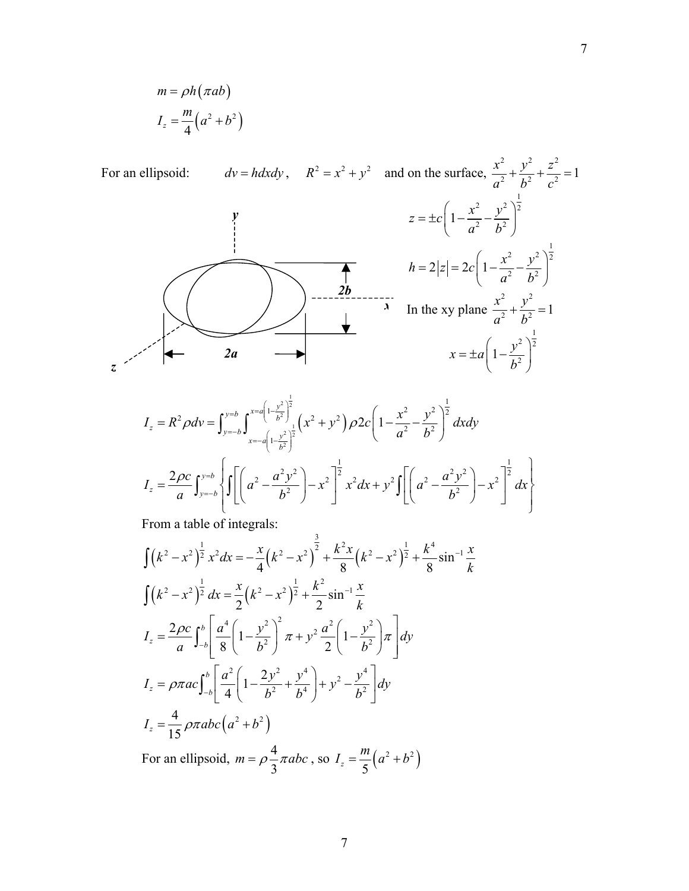$$m = \rho h(\pi ab)$$

$$I_z = \frac{m}{4}\left(a^2 + b^2\right)$$

For an ellipsoid: $dv = h\,dx\,dy$, $R^2 = x^2 + y^2$ and on the surface, $\frac{x^2}{a^2} + \frac{y^2}{b^2} + \frac{z^2}{c^2} = 1$

$$z = \pm c\left(1 - \frac{x^2}{a^2} - \frac{y^2}{b^2}\right)^{\frac{1}{2}}$$

$$h = 2|z| = 2c\left(1 - \frac{x^2}{a^2} - \frac{y^2}{b^2}\right)^{\frac{1}{2}}$$

In the xy plane $\frac{x^2}{a^2} + \frac{y^2}{b^2} = 1$

$$x = \pm a\left(1 - \frac{y^2}{b^2}\right)^{\frac{1}{2}}$$

$$I_z = R^2 \rho dv = \int_{y=-b}^{y=b} \int_{x=-a\left(1-\frac{y^2}{b^2}\right)^{\frac{1}{2}}}^{x=a\left(1-\frac{y^2}{b^2}\right)^{\frac{1}{2}}} \left(x^2 + y^2\right) \rho 2c \left(1 - \frac{x^2}{a^2} - \frac{y^2}{b^2}\right)^{\frac{1}{2}} dx\,dy$$

$$I_z = \frac{2\rho c}{a} \int_{y=-b}^{y=b} \left\{ \int \left[\left(a^2 - \frac{a^2 y^2}{b^2}\right) - x^2\right]^{\frac{1}{2}} x^2 dx + y^2 \int \left[\left(a^2 - \frac{a^2 y^2}{b^2}\right) - x^2\right]^{\frac{1}{2}} dx \right\}$$

From a table of integrals:

$$\int \left(k^2 - x^2\right)^{\frac{1}{2}} x^2 dx = -\frac{x}{4}\left(k^2 - x^2\right)^{\frac{3}{2}} + \frac{k^2 x}{8}\left(k^2 - x^2\right)^{\frac{1}{2}} + \frac{k^4}{8}\sin^{-1}\frac{x}{k}$$

$$\int \left(k^2 - x^2\right)^{\frac{1}{2}} dx = \frac{x}{2}\left(k^2 - x^2\right)^{\frac{1}{2}} + \frac{k^2}{2}\sin^{-1}\frac{x}{k}$$

$$I_z = \frac{2\rho c}{a} \int_{-b}^{b} \left[\frac{a^4}{8}\left(1 - \frac{y^2}{b^2}\right)^2 \pi + y^2 \frac{a^2}{2}\left(1 - \frac{y^2}{b^2}\right)\pi\right] dy$$

$$I_z = \rho \pi a c \int_{-b}^{b} \left[\frac{a^2}{4}\left(1 - \frac{2y^2}{b^2} + \frac{y^4}{b^4}\right) + y^2 - \frac{y^4}{b^2}\right] dy$$

$$I_z = \frac{4}{15}\rho \pi abc\left(a^2 + b^2\right)$$

For an ellipsoid, $m = \rho \frac{4}{3}\pi abc$, so $I_z = \frac{m}{5}\left(a^2 + b^2\right)$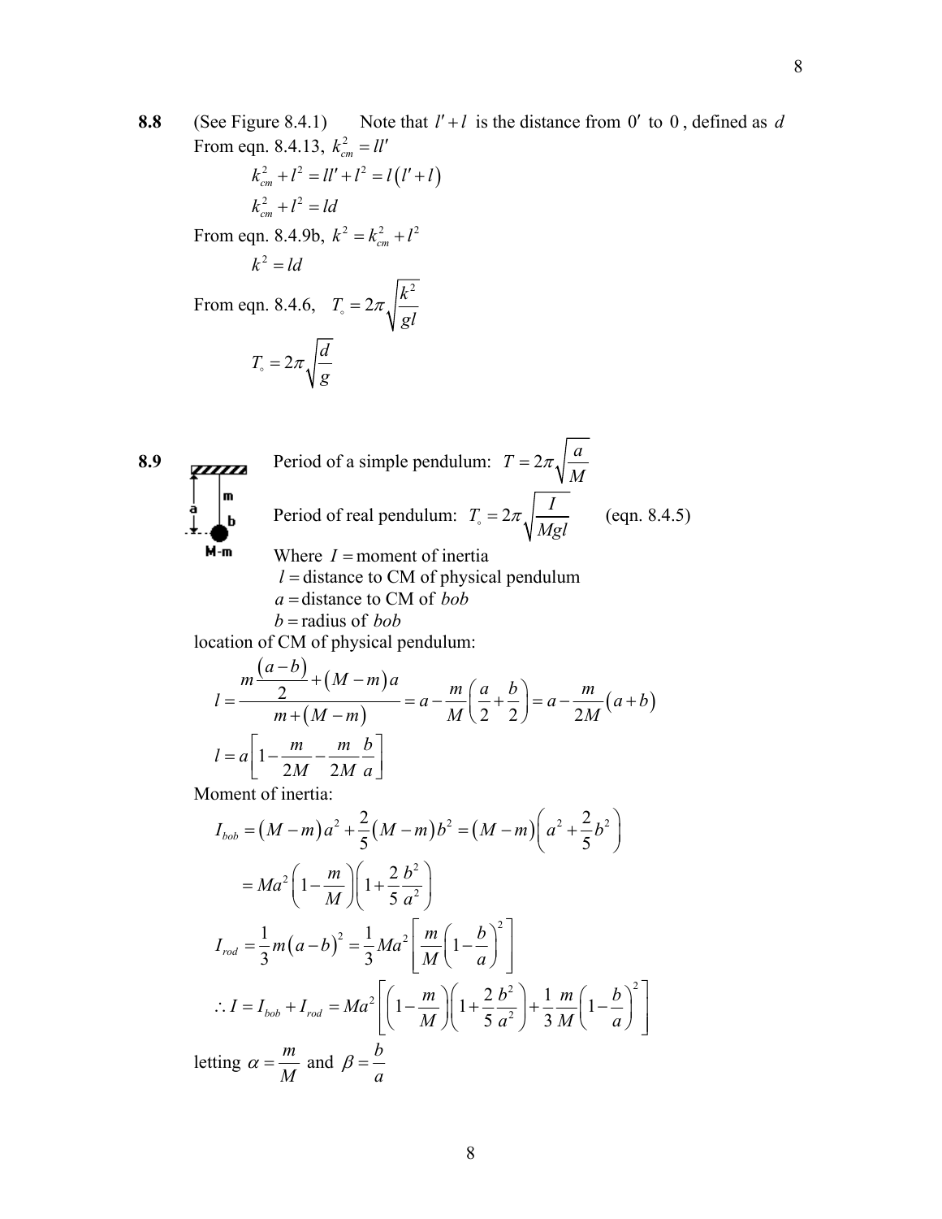**8.8** (See Figure 8.4.1) Note that $l' + l$ is the distance from $0'$ to $0$, defined as $d$

From eqn. 8.4.13, $k_{cm}^2 = ll'$

$$k_{cm}^2 + l^2 = ll' + l^2 = l(l' + l)$$

$$k_{cm}^2 + l^2 = ld$$

From eqn. 8.4.9b, $k^2 = k_{cm}^2 + l^2$

$$k^2 = ld$$

From eqn. 8.4.6, $T_\circ = 2\pi\sqrt{\dfrac{k^2}{gl}}$

$$T_\circ = 2\pi\sqrt{\frac{d}{g}}$$

**8.9** Period of a simple pendulum: $T = 2\pi\sqrt{\dfrac{a}{M}}$

Period of real pendulum: $T_\circ = 2\pi\sqrt{\dfrac{I}{Mgl}}$ (eqn. 8.4.5)

Where $I =$ moment of inertia

$l =$ distance to CM of physical pendulum

$a =$ distance to CM of *bob*

$b =$ radius of *bob*

location of CM of physical pendulum:

$$l = \frac{m\dfrac{(a-b)}{2} + (M-m)a}{m + (M-m)} = a - \frac{m}{M}\left(\frac{a}{2} + \frac{b}{2}\right) = a - \frac{m}{2M}(a+b)$$

$$l = a\left[1 - \frac{m}{2M} - \frac{m}{2M}\frac{b}{a}\right]$$

Moment of inertia:

$$I_{bob} = (M-m)a^2 + \frac{2}{5}(M-m)b^2 = (M-m)\left(a^2 + \frac{2}{5}b^2\right)$$

$$= Ma^2\left(1 - \frac{m}{M}\right)\left(1 + \frac{2}{5}\frac{b^2}{a^2}\right)$$

$$I_{rod} = \frac{1}{3}m(a-b)^2 = \frac{1}{3}Ma^2\left[\frac{m}{M}\left(1 - \frac{b}{a}\right)^2\right]$$

$$\therefore I = I_{bob} + I_{rod} = Ma^2\left[\left(1 - \frac{m}{M}\right)\left(1 + \frac{2}{5}\frac{b^2}{a^2}\right) + \frac{1}{3}\frac{m}{M}\left(1 - \frac{b}{a}\right)^2\right]$$

letting $\alpha = \dfrac{m}{M}$ and $\beta = \dfrac{b}{a}$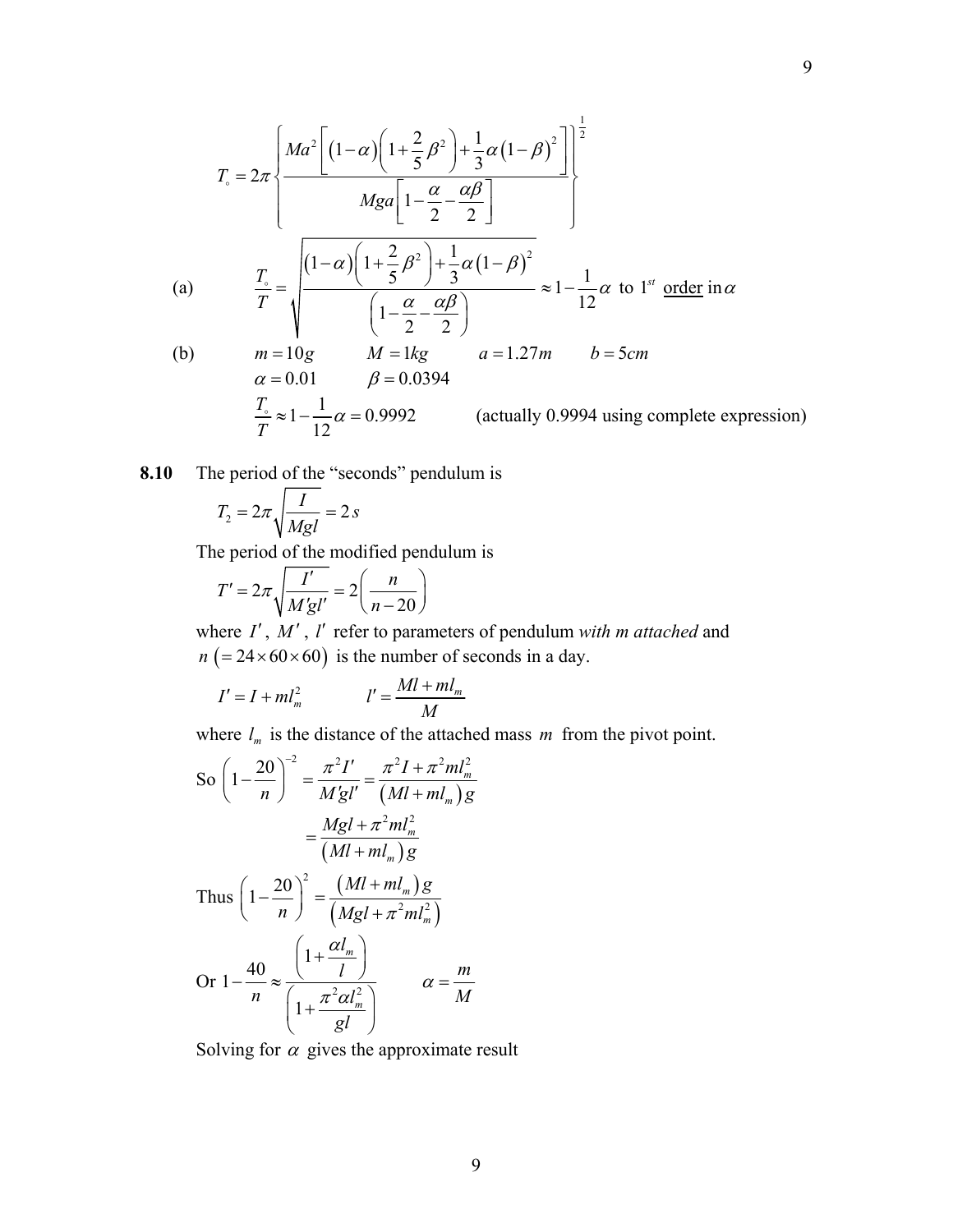$$T_\circ = 2\pi \left\{ \frac{Ma^2 \left[ (1-\alpha)\left(1+\frac{2}{5}\beta^2\right) + \frac{1}{3}\alpha(1-\beta)^2 \right]}{Mga\left[1 - \frac{\alpha}{2} - \frac{\alpha\beta}{2}\right]} \right\}^{\frac{1}{2}}$$

(a) $$\frac{T_\circ}{T} = \sqrt{\frac{(1-\alpha)\left(1+\frac{2}{5}\beta^2\right) + \frac{1}{3}\alpha(1-\beta)^2}{\left(1 - \frac{\alpha}{2} - \frac{\alpha\beta}{2}\right)}} \approx 1 - \frac{1}{12}\alpha \text{ to } 1^{st} \text{ order in } \alpha$$

(b) $m = 10g \qquad M = 1kg \qquad a = 1.27m \qquad b = 5cm$

$\alpha = 0.01 \qquad \beta = 0.0394$

$\frac{T_\circ}{T} \approx 1 - \frac{1}{12}\alpha = 0.9992$ (actually 0.9994 using complete expression)

**8.10** The period of the "seconds" pendulum is

$$T_2 = 2\pi\sqrt{\frac{I}{Mgl}} = 2\,s$$

The period of the modified pendulum is

$$T' = 2\pi\sqrt{\frac{I'}{M'gl'}} = 2\left(\frac{n}{n-20}\right)$$

where $I'$, $M'$, $l'$ refer to parameters of pendulum *with m attached* and $n\ (= 24 \times 60 \times 60)$ is the number of seconds in a day.

$$I' = I + ml_m^2 \qquad l' = \frac{Ml + ml_m}{M}$$

where $l_m$ is the distance of the attached mass $m$ from the pivot point.

So $$\left(1 - \frac{20}{n}\right)^{-2} = \frac{\pi^2 I'}{M'gl'} = \frac{\pi^2 I + \pi^2 ml_m^2}{(Ml + ml_m)g}$$

$$= \frac{Mgl + \pi^2 ml_m^2}{(Ml + ml_m)g}$$

Thus $$\left(1 - \frac{20}{n}\right)^2 = \frac{(Ml + ml_m)g}{(Mgl + \pi^2 ml_m^2)}$$

Or $$1 - \frac{40}{n} \approx \frac{\left(1 + \frac{\alpha l_m}{l}\right)}{\left(1 + \frac{\pi^2 \alpha l_m^2}{gl}\right)} \qquad \alpha = \frac{m}{M}$$

Solving for $\alpha$ gives the approximate result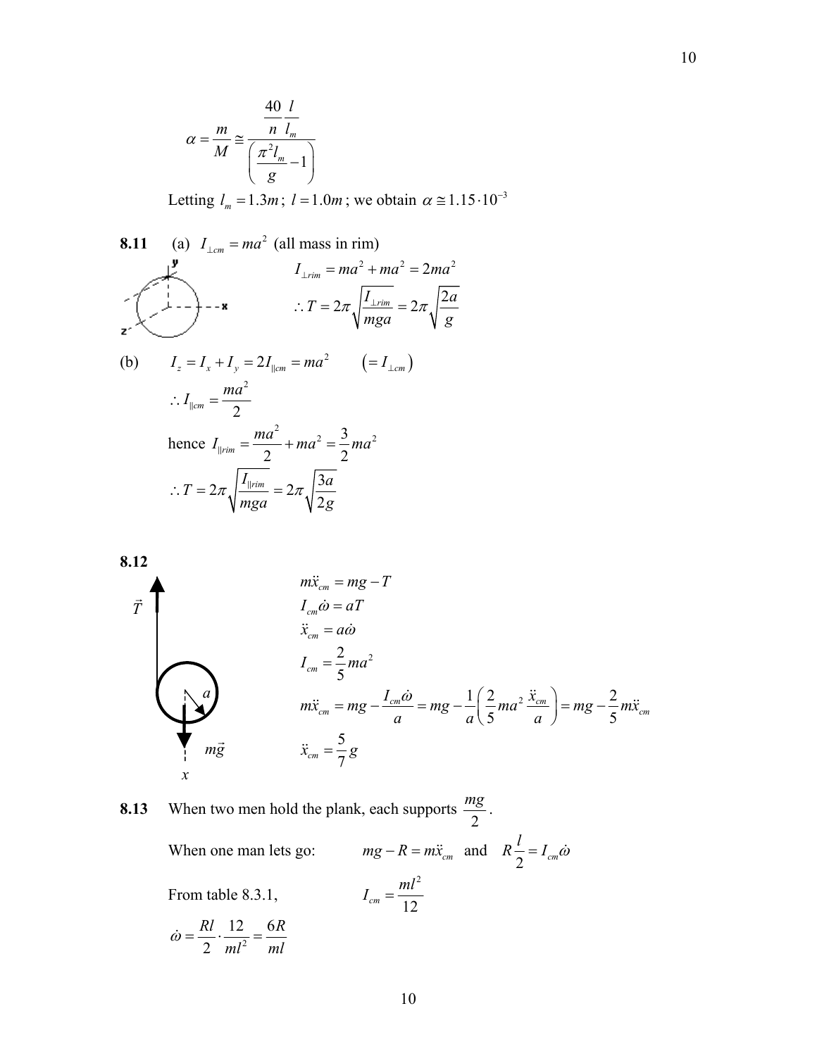$$\alpha = \frac{m}{M} \cong \frac{\dfrac{40}{n}\dfrac{l}{l_m}}{\left(\dfrac{\pi^2 l_m}{g} - 1\right)}$$

Letting $l_m = 1.3m$; $l = 1.0m$; we obtain $\alpha \cong 1.15 \cdot 10^{-3}$

**8.11** (a) $I_{\perp cm} = ma^2$ (all mass in rim)

$$I_{\perp rim} = ma^2 + ma^2 = 2ma^2$$

$$\therefore T = 2\pi\sqrt{\frac{I_{\perp rim}}{mga}} = 2\pi\sqrt{\frac{2a}{g}}$$

(b) $I_z = I_x + I_y = 2I_{\parallel cm} = ma^2 \qquad \left(= I_{\perp cm}\right)$

$$\therefore I_{\parallel cm} = \frac{ma^2}{2}$$

hence $I_{\parallel rim} = \dfrac{ma^2}{2} + ma^2 = \dfrac{3}{2}ma^2$

$$\therefore T = 2\pi\sqrt{\frac{I_{\parallel rim}}{mga}} = 2\pi\sqrt{\frac{3a}{2g}}$$

**8.12**

$$m\ddot{x}_{cm} = mg - T$$

$$I_{cm}\dot{\omega} = aT$$

$$\ddot{x}_{cm} = a\dot{\omega}$$

$$I_{cm} = \frac{2}{5}ma^2$$

$$m\ddot{x}_{cm} = mg - \frac{I_{cm}\dot{\omega}}{a} = mg - \frac{1}{a}\left(\frac{2}{5}ma^2\frac{\ddot{x}_{cm}}{a}\right) = mg - \frac{2}{5}m\ddot{x}_{cm}$$

$$\ddot{x}_{cm} = \frac{5}{7}g$$

**8.13** When two men hold the plank, each supports $\dfrac{mg}{2}$.

When one man lets go: $\qquad mg - R = m\ddot{x}_{cm}$ and $\quad R\dfrac{l}{2} = I_{cm}\dot{\omega}$

From table 8.3.1, $\qquad I_{cm} = \dfrac{ml^2}{12}$

$$\dot{\omega} = \frac{Rl}{2}\cdot\frac{12}{ml^2} = \frac{6R}{ml}$$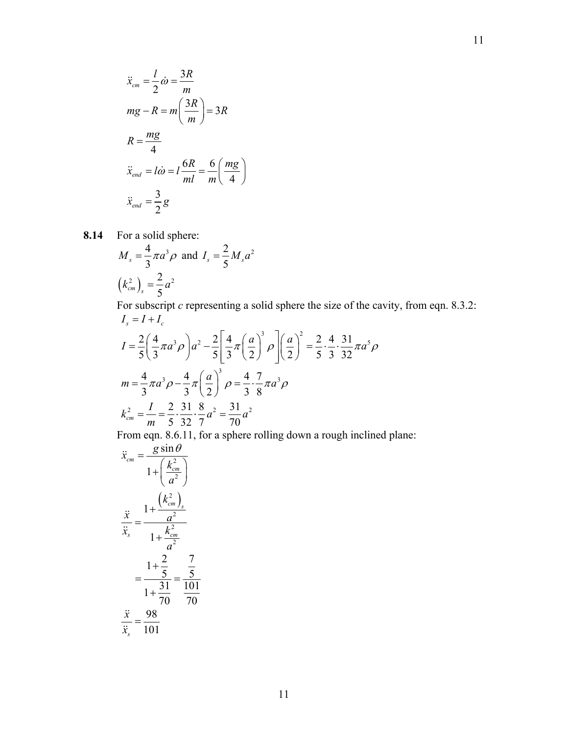$$\ddot{x}_{cm} = \frac{l}{2}\dot{\omega} = \frac{3R}{m}$$

$$mg - R = m\left(\frac{3R}{m}\right) = 3R$$

$$R = \frac{mg}{4}$$

$$\ddot{x}_{end} = l\dot{\omega} = l\frac{6R}{ml} = \frac{6}{m}\left(\frac{mg}{4}\right)$$

$$\ddot{x}_{end} = \frac{3}{2}g$$

**8.14** For a solid sphere:

$$M_s = \frac{4}{3}\pi a^3 \rho \text{ and } I_s = \frac{2}{5}M_s a^2$$

$$\left(k_{cm}^2\right)_s = \frac{2}{5}a^2$$

For subscript $c$ representing a solid sphere the size of the cavity, from eqn. 8.3.2:

$$I_s = I + I_c$$

$$I = \frac{2}{5}\left(\frac{4}{3}\pi a^3 \rho\right)a^2 - \frac{2}{5}\left[\frac{4}{3}\pi\left(\frac{a}{2}\right)^3 \rho\right]\left(\frac{a}{2}\right)^2 = \frac{2}{5}\cdot\frac{4}{3}\cdot\frac{31}{32}\pi a^5 \rho$$

$$m = \frac{4}{3}\pi a^3 \rho - \frac{4}{3}\pi\left(\frac{a}{2}\right)^3 \rho = \frac{4}{3}\cdot\frac{7}{8}\pi a^3 \rho$$

$$k_{cm}^2 = \frac{I}{m} = \frac{2}{5}\cdot\frac{31}{32}\cdot\frac{8}{7}a^2 = \frac{31}{70}a^2$$

From eqn. 8.6.11, for a sphere rolling down a rough inclined plane:

$$\ddot{x}_{cm} = \frac{g\sin\theta}{1+\left(\frac{k_{cm}^2}{a^2}\right)}$$

$$\frac{\ddot{x}}{\ddot{x}_s} = \frac{1+\frac{\left(k_{cm}^2\right)_s}{a^2}}{1+\frac{k_{cm}^2}{a^2}}$$

$$= \frac{1+\frac{2}{5}}{1+\frac{31}{70}} = \frac{\frac{7}{5}}{\frac{101}{70}}$$

$$\frac{\ddot{x}}{\ddot{x}_s} = \frac{98}{101}$$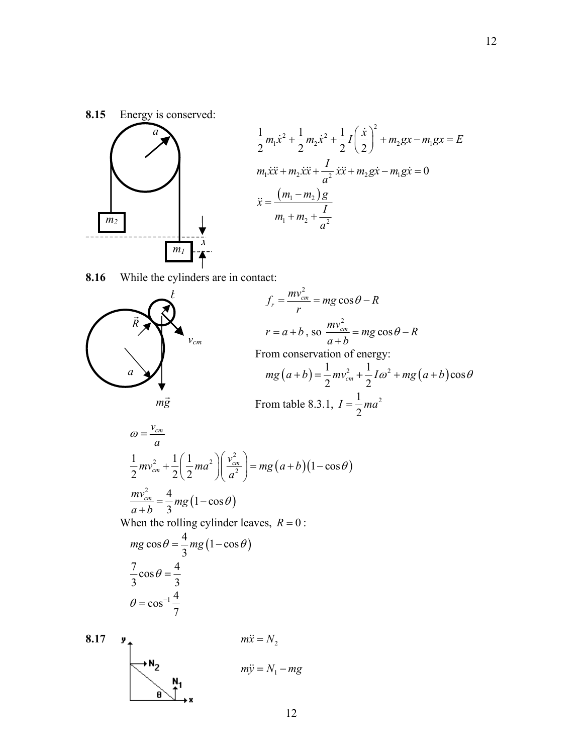**8.15** Energy is conserved:

$$\frac{1}{2}m_1\dot{x}^2+\frac{1}{2}m_2\dot{x}^2+\frac{1}{2}I\left(\frac{\dot{x}}{2}\right)^2+m_2gx-m_1gx=E$$

$$m_1\dot{x}\ddot{x}+m_2\dot{x}\ddot{x}+\frac{I}{a^2}\dot{x}\ddot{x}+m_2g\dot{x}-m_1g\dot{x}=0$$

$$\ddot{x}=\frac{(m_1-m_2)g}{m_1+m_2+\frac{I}{a^2}}$$

**8.16** While the cylinders are in contact:

$$f_r=\frac{mv_{cm}^2}{r}=mg\cos\theta-R$$

$r=a+b$, so $\dfrac{mv_{cm}^2}{a+b}=mg\cos\theta-R$

From conservation of energy:

$$mg(a+b)=\frac{1}{2}mv_{cm}^2+\frac{1}{2}I\omega^2+mg(a+b)\cos\theta$$

From table 8.3.1, $I=\frac{1}{2}ma^2$

$$\omega=\frac{v_{cm}}{a}$$

$$\frac{1}{2}mv_{cm}^2+\frac{1}{2}\left(\frac{1}{2}ma^2\right)\left(\frac{v_{cm}^2}{a^2}\right)=mg(a+b)(1-\cos\theta)$$

$$\frac{mv_{cm}^2}{a+b}=\frac{4}{3}mg(1-\cos\theta)$$

When the rolling cylinder leaves, $R=0$:

$$mg\cos\theta=\frac{4}{3}mg(1-\cos\theta)$$

$$\frac{7}{3}\cos\theta=\frac{4}{3}$$

$$\theta=\cos^{-1}\frac{4}{7}$$

**8.17**

$$m\ddot{x}=N_2$$

$$m\ddot{y}=N_1-mg$$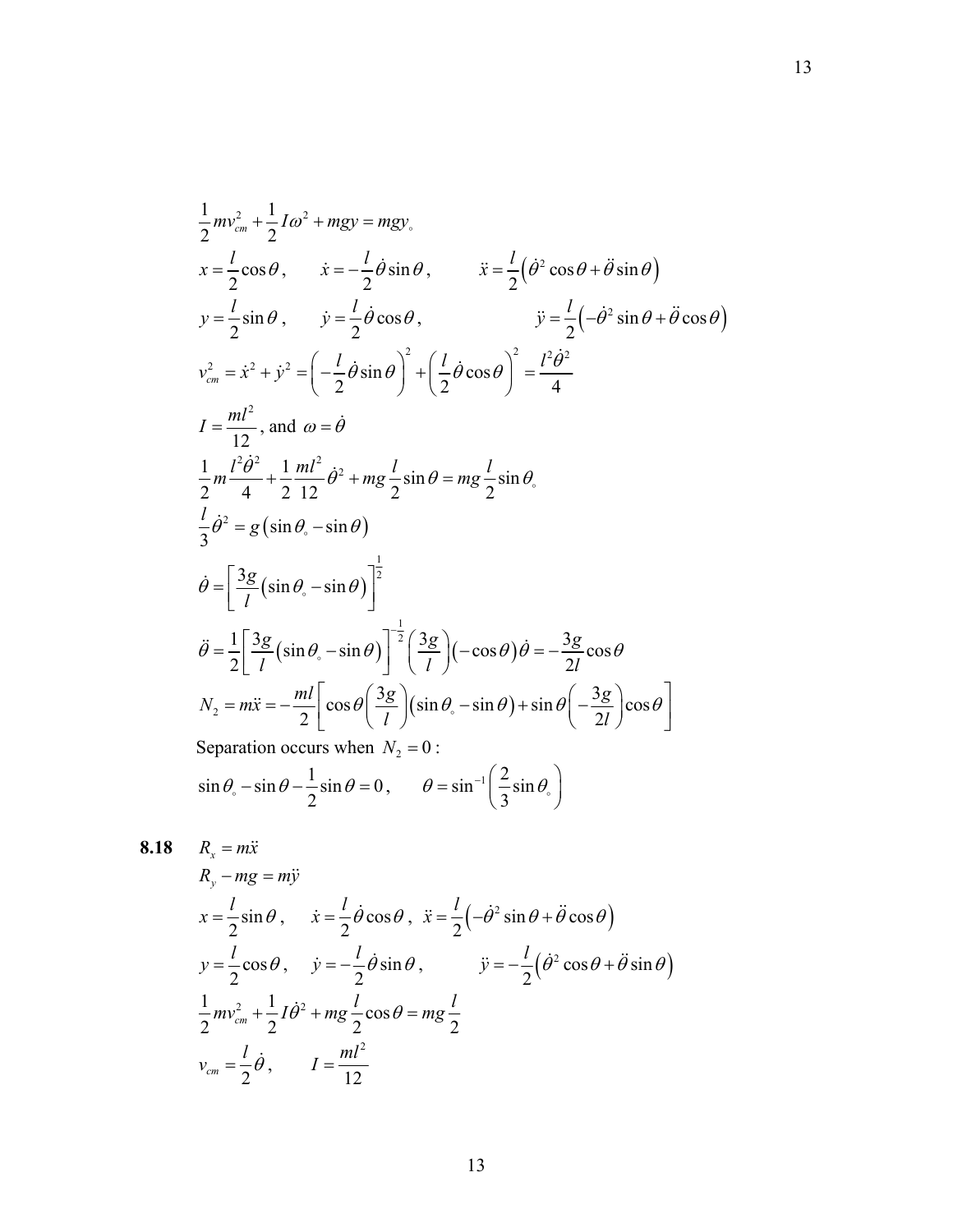$$\frac{1}{2}mv_{cm}^2 + \frac{1}{2}I\omega^2 + mgy = mgy_\circ$$

$$x = \frac{l}{2}\cos\theta, \qquad \dot{x} = -\frac{l}{2}\dot{\theta}\sin\theta, \qquad \ddot{x} = \frac{l}{2}\left(\dot{\theta}^2\cos\theta + \ddot{\theta}\sin\theta\right)$$

$$y = \frac{l}{2}\sin\theta, \qquad \dot{y} = \frac{l}{2}\dot{\theta}\cos\theta, \qquad \ddot{y} = \frac{l}{2}\left(-\dot{\theta}^2\sin\theta + \ddot{\theta}\cos\theta\right)$$

$$v_{cm}^2 = \dot{x}^2 + \dot{y}^2 = \left(-\frac{l}{2}\dot{\theta}\sin\theta\right)^2 + \left(\frac{l}{2}\dot{\theta}\cos\theta\right)^2 = \frac{l^2\dot{\theta}^2}{4}$$

$I = \dfrac{ml^2}{12}$, and $\omega = \dot{\theta}$

$$\frac{1}{2}m\frac{l^2\dot{\theta}^2}{4} + \frac{1}{2}\frac{ml^2}{12}\dot{\theta}^2 + mg\frac{l}{2}\sin\theta = mg\frac{l}{2}\sin\theta_\circ$$

$$\frac{l}{3}\dot{\theta}^2 = g\left(\sin\theta_\circ - \sin\theta\right)$$

$$\dot{\theta} = \left[\frac{3g}{l}\left(\sin\theta_\circ - \sin\theta\right)\right]^{\frac{1}{2}}$$

$$\ddot{\theta} = \frac{1}{2}\left[\frac{3g}{l}\left(\sin\theta_\circ - \sin\theta\right)\right]^{-\frac{1}{2}}\left(\frac{3g}{l}\right)\left(-\cos\theta\right)\dot{\theta} = -\frac{3g}{2l}\cos\theta$$

$$N_2 = m\ddot{x} = -\frac{ml}{2}\left[\cos\theta\left(\frac{3g}{l}\right)\left(\sin\theta_\circ - \sin\theta\right) + \sin\theta\left(-\frac{3g}{2l}\right)\cos\theta\right]$$

Separation occurs when $N_2 = 0$:

$$\sin\theta_\circ - \sin\theta - \frac{1}{2}\sin\theta = 0, \qquad \theta = \sin^{-1}\left(\frac{2}{3}\sin\theta_\circ\right)$$

**8.18** $R_x = m\ddot{x}$

$$R_y - mg = m\ddot{y}$$

$$x = \frac{l}{2}\sin\theta, \qquad \dot{x} = \frac{l}{2}\dot{\theta}\cos\theta, \quad \ddot{x} = \frac{l}{2}\left(-\dot{\theta}^2\sin\theta + \ddot{\theta}\cos\theta\right)$$

$$y = \frac{l}{2}\cos\theta, \qquad \dot{y} = -\frac{l}{2}\dot{\theta}\sin\theta, \qquad \ddot{y} = -\frac{l}{2}\left(\dot{\theta}^2\cos\theta + \ddot{\theta}\sin\theta\right)$$

$$\frac{1}{2}mv_{cm}^2 + \frac{1}{2}I\dot{\theta}^2 + mg\frac{l}{2}\cos\theta = mg\frac{l}{2}$$

$$v_{cm} = \frac{l}{2}\dot{\theta}, \qquad I = \frac{ml^2}{12}$$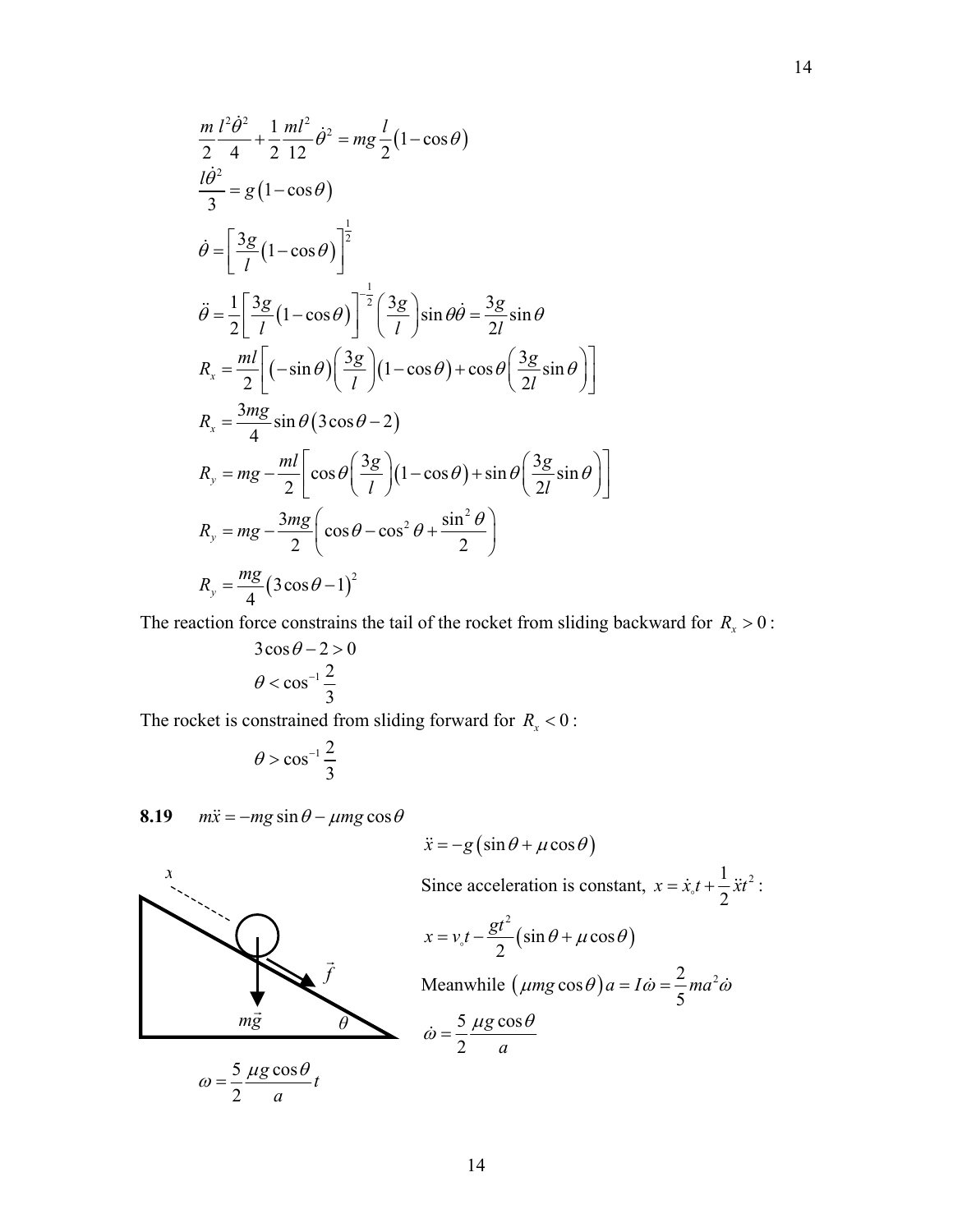$$\frac{m}{2}\frac{l^2\dot{\theta}^2}{4}+\frac{1}{2}\frac{ml^2}{12}\dot{\theta}^2 = mg\frac{l}{2}(1-\cos\theta)$$

$$\frac{l\dot{\theta}^2}{3} = g(1-\cos\theta)$$

$$\dot{\theta} = \left[\frac{3g}{l}(1-\cos\theta)\right]^{\frac{1}{2}}$$

$$\ddot{\theta} = \frac{1}{2}\left[\frac{3g}{l}(1-\cos\theta)\right]^{-\frac{1}{2}}\left(\frac{3g}{l}\right)\sin\theta\dot{\theta} = \frac{3g}{2l}\sin\theta$$

$$R_x = \frac{ml}{2}\left[(-\sin\theta)\left(\frac{3g}{l}\right)(1-\cos\theta)+\cos\theta\left(\frac{3g}{2l}\sin\theta\right)\right]$$

$$R_x = \frac{3mg}{4}\sin\theta(3\cos\theta-2)$$

$$R_y = mg-\frac{ml}{2}\left[\cos\theta\left(\frac{3g}{l}\right)(1-\cos\theta)+\sin\theta\left(\frac{3g}{2l}\sin\theta\right)\right]$$

$$R_y = mg-\frac{3mg}{2}\left(\cos\theta-\cos^2\theta+\frac{\sin^2\theta}{2}\right)$$

$$R_y = \frac{mg}{4}(3\cos\theta-1)^2$$

The reaction force constrains the tail of the rocket from sliding backward for $R_x > 0$:

$$3\cos\theta-2>0$$

$$\theta < \cos^{-1}\frac{2}{3}$$

The rocket is constrained from sliding forward for $R_x < 0$:

$$\theta > \cos^{-1}\frac{2}{3}$$

**8.19** $m\ddot{x} = -mg\sin\theta-\mu mg\cos\theta$

$$\ddot{x} = -g(\sin\theta+\mu\cos\theta)$$

Since acceleration is constant, $x = \dot{x}_\circ t+\frac{1}{2}\ddot{x}t^2$:

$$x = v_\circ t-\frac{gt^2}{2}(\sin\theta+\mu\cos\theta)$$

Meanwhile $(\mu mg\cos\theta)a = I\dot{\omega} = \frac{2}{5}ma^2\dot{\omega}$

$$\dot{\omega} = \frac{5}{2}\frac{\mu g\cos\theta}{a}$$

$$\omega = \frac{5}{2}\frac{\mu g\cos\theta}{a}t$$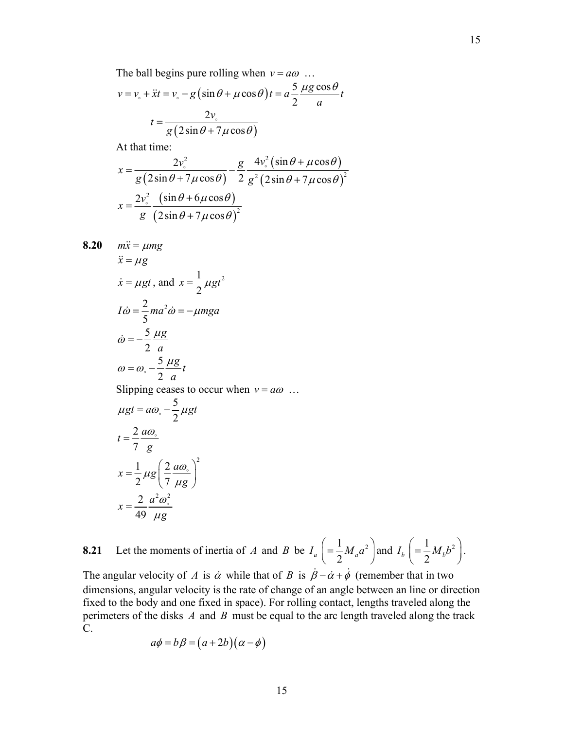The ball begins pure rolling when $v = a\omega$ …

$$v = v_\circ + \ddot{x}t = v_\circ - g\left(\sin\theta + \mu\cos\theta\right)t = a\frac{5}{2}\frac{\mu g\cos\theta}{a}t$$

$$t = \frac{2v_\circ}{g\left(2\sin\theta + 7\mu\cos\theta\right)}$$

At that time:

$$x = \frac{2v_\circ^2}{g\left(2\sin\theta + 7\mu\cos\theta\right)} - \frac{g}{2}\frac{4v_\circ^2\left(\sin\theta + \mu\cos\theta\right)}{g^2\left(2\sin\theta + 7\mu\cos\theta\right)^2}$$

$$x = \frac{2v_\circ^2}{g}\frac{\left(\sin\theta + 6\mu\cos\theta\right)}{\left(2\sin\theta + 7\mu\cos\theta\right)^2}$$

**8.20** $m\ddot{x} = \mu mg$

$$\ddot{x} = \mu g$$

$\dot{x} = \mu g t$, and $x = \frac{1}{2}\mu g t^2$

$$I\dot{\omega} = \frac{2}{5}ma^2\dot{\omega} = -\mu mga$$

$$\dot{\omega} = -\frac{5}{2}\frac{\mu g}{a}$$

$$\omega = \omega_\circ - \frac{5}{2}\frac{\mu g}{a}t$$

Slipping ceases to occur when $v = a\omega$ …

$$\mu g t = a\omega_\circ - \frac{5}{2}\mu g t$$

$$t = \frac{2}{7}\frac{a\omega_\circ}{g}$$

$$x = \frac{1}{2}\mu g\left(\frac{2}{7}\frac{a\omega_\circ}{\mu g}\right)^2$$

$$x = \frac{2}{49}\frac{a^2\omega_\circ^2}{\mu g}$$

**8.21** Let the moments of inertia of $A$ and $B$ be $I_a$ $\left(= \frac{1}{2}M_a a^2\right)$ and $I_b$ $\left(= \frac{1}{2}M_b b^2\right)$.

The angular velocity of $A$ is $\dot{\alpha}$ while that of $B$ is $\dot{\beta} - \dot{\alpha} + \dot{\phi}$ (remember that in two dimensions, angular velocity is the rate of change of an angle between an line or direction fixed to the body and one fixed in space). For rolling contact, lengths traveled along the perimeters of the disks $A$ and $B$ must be equal to the arc length traveled along the track C.

$$a\phi = b\beta = \left(a + 2b\right)\left(\alpha - \phi\right)$$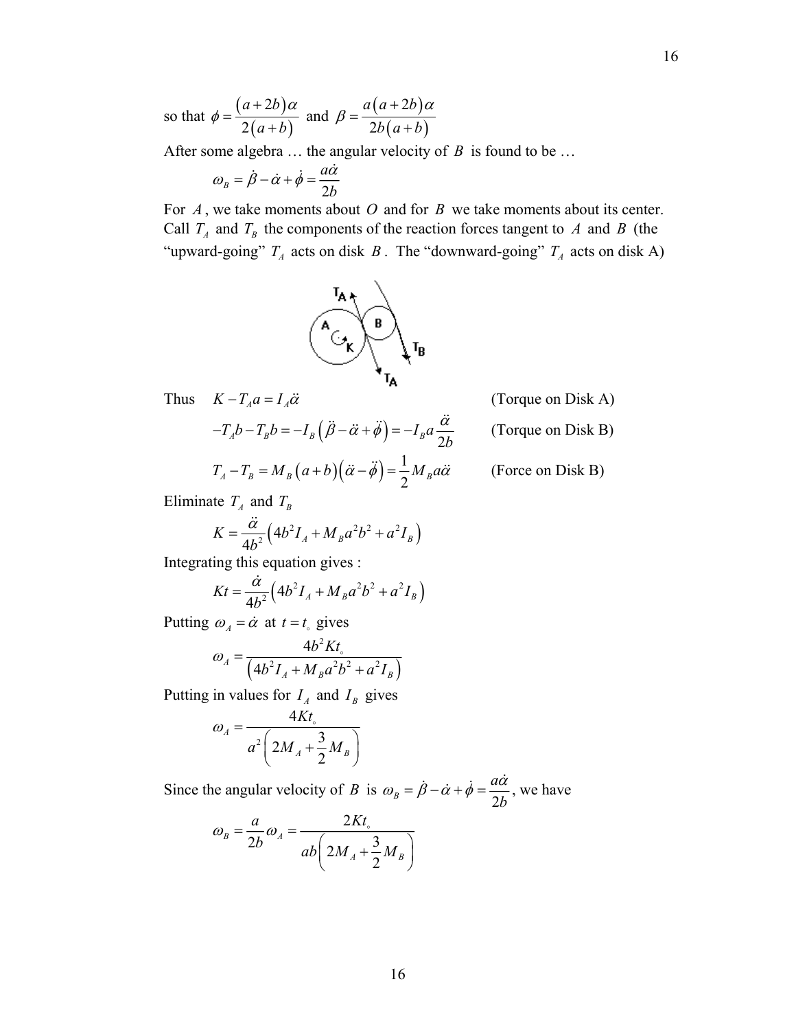so that $\phi = \dfrac{(a+2b)\alpha}{2(a+b)}$ and $\beta = \dfrac{a(a+2b)\alpha}{2b(a+b)}$

After some algebra … the angular velocity of $B$ is found to be …

$$\omega_B = \dot{\beta} - \dot{\alpha} + \dot{\phi} = \frac{a\dot{\alpha}}{2b}$$

For $A$, we take moments about $O$ and for $B$ we take moments about its center. Call $T_A$ and $T_B$ the components of the reaction forces tangent to $A$ and $B$ (the "upward-going" $T_A$ acts on disk $B$. The "downward-going" $T_A$ acts on disk A)

Thus $\quad K - T_A a = I_A \ddot{\alpha}$ (Torque on Disk A)

$$-T_A b - T_B b = -I_B\left(\ddot{\beta} - \ddot{\alpha} + \ddot{\phi}\right) = -I_B a \frac{\ddot{\alpha}}{2b} \qquad \text{(Torque on Disk B)}$$

$$T_A - T_B = M_B(a+b)\left(\ddot{\alpha} - \ddot{\phi}\right) = \frac{1}{2} M_B a \ddot{\alpha} \qquad \text{(Force on Disk B)}$$

Eliminate $T_A$ and $T_B$

$$K = \frac{\ddot{\alpha}}{4b^2}\left(4b^2 I_A + M_B a^2 b^2 + a^2 I_B\right)$$

Integrating this equation gives :

$$Kt = \frac{\dot{\alpha}}{4b^2}\left(4b^2 I_A + M_B a^2 b^2 + a^2 I_B\right)$$

Putting $\omega_A = \dot{\alpha}$ at $t = t_\circ$ gives

$$\omega_A = \frac{4b^2 K t_\circ}{\left(4b^2 I_A + M_B a^2 b^2 + a^2 I_B\right)}$$

Putting in values for $I_A$ and $I_B$ gives

$$\omega_A = \frac{4Kt_\circ}{a^2\left(2M_A + \frac{3}{2}M_B\right)}$$

Since the angular velocity of $B$ is $\omega_B = \dot{\beta} - \dot{\alpha} + \dot{\phi} = \dfrac{a\dot{\alpha}}{2b}$, we have

$$\omega_B = \frac{a}{2b}\omega_A = \frac{2Kt_\circ}{ab\left(2M_A + \frac{3}{2}M_B\right)}$$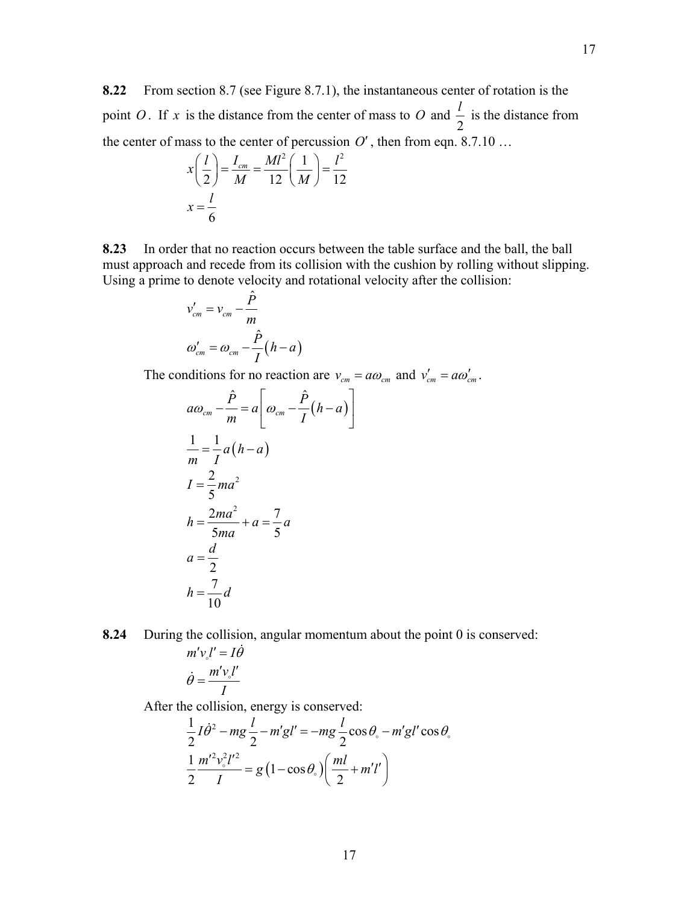**8.22** From section 8.7 (see Figure 8.7.1), the instantaneous center of rotation is the point $O$. If $x$ is the distance from the center of mass to $O$ and $\frac{l}{2}$ is the distance from the center of mass to the center of percussion $O'$, then from eqn. 8.7.10 …

$$x\left(\frac{l}{2}\right) = \frac{I_{cm}}{M} = \frac{Ml^2}{12}\left(\frac{1}{M}\right) = \frac{l^2}{12}$$

$$x = \frac{l}{6}$$

**8.23** In order that no reaction occurs between the table surface and the ball, the ball must approach and recede from its collision with the cushion by rolling without slipping. Using a prime to denote velocity and rotational velocity after the collision:

$$v'_{cm} = v_{cm} - \frac{\hat{P}}{m}$$

$$\omega'_{cm} = \omega_{cm} - \frac{\hat{P}}{I}(h-a)$$

The conditions for no reaction are $v_{cm} = a\omega_{cm}$ and $v'_{cm} = a\omega'_{cm}$.

$$a\omega_{cm} - \frac{\hat{P}}{m} = a\left[\omega_{cm} - \frac{\hat{P}}{I}(h-a)\right]$$

$$\frac{1}{m} = \frac{1}{I}a(h-a)$$

$$I = \frac{2}{5}ma^2$$

$$h = \frac{2ma^2}{5ma} + a = \frac{7}{5}a$$

$$a = \frac{d}{2}$$

$$h = \frac{7}{10}d$$

**8.24** During the collision, angular momentum about the point 0 is conserved:

$$m'v_\circ l' = I\dot{\theta}$$

$$\dot{\theta} = \frac{m'v_\circ l'}{I}$$

After the collision, energy is conserved:

$$\frac{1}{2}I\dot{\theta}^2 - mg\frac{l}{2} - m'gl' = -mg\frac{l}{2}\cos\theta_\circ - m'gl'\cos\theta_\circ$$

$$\frac{1}{2}\frac{m'^2v_\circ^2l'^2}{I} = g\left(1-\cos\theta_\circ\right)\left(\frac{ml}{2} + m'l'\right)$$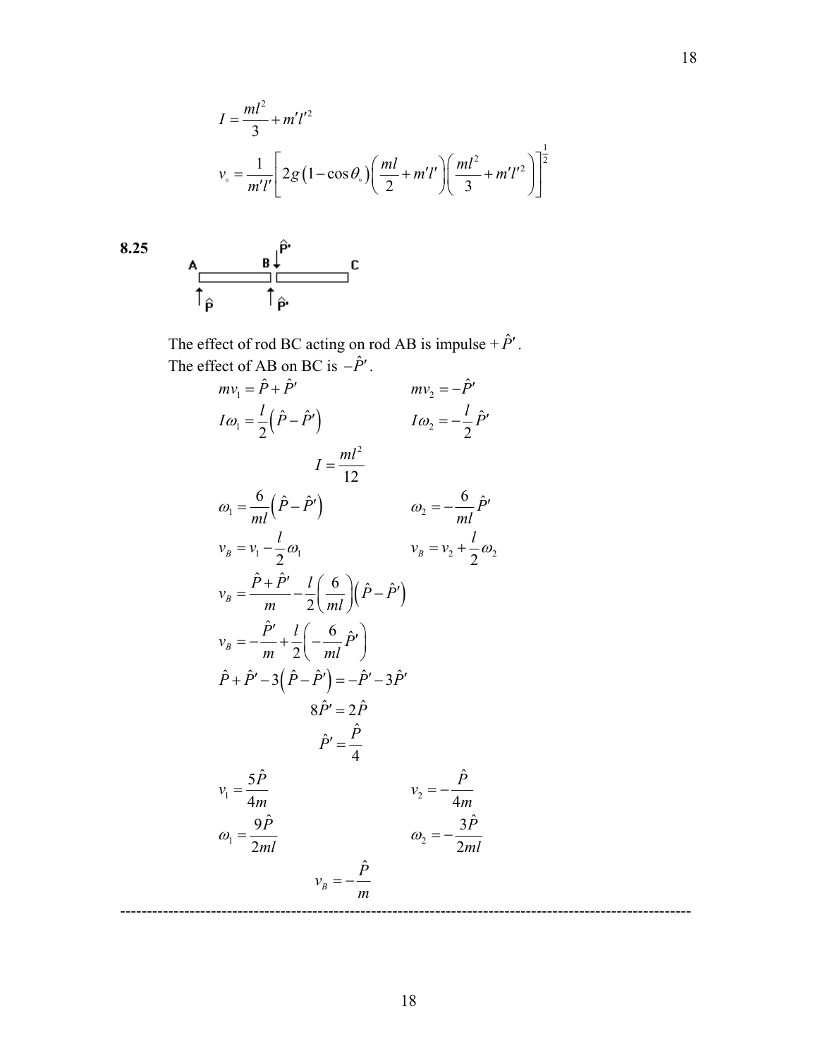$$I = \frac{ml^2}{3} + m'l'^2$$

$$v_{\circ} = \frac{1}{m'l'}\left[2g\left(1-\cos\theta_{\circ}\right)\left(\frac{ml}{2}+m'l'\right)\left(\frac{ml^2}{3}+m'l'^2\right)\right]^{\frac{1}{2}}$$

**8.25**

A B C

$\hat{P}'$ (downward at B), $\hat{P}$ (upward at A), $\hat{P}'$ (upward at B)

The effect of rod BC acting on rod AB is impulse $+\hat{P}'$.
The effect of AB on BC is $-\hat{P}'$.

$$mv_1 = \hat{P} + \hat{P}' \qquad\qquad mv_2 = -\hat{P}'$$

$$I\omega_1 = \frac{l}{2}\left(\hat{P} - \hat{P}'\right) \qquad\qquad I\omega_2 = -\frac{l}{2}\hat{P}'$$

$$I = \frac{ml^2}{12}$$

$$\omega_1 = \frac{6}{ml}\left(\hat{P} - \hat{P}'\right) \qquad\qquad \omega_2 = -\frac{6}{ml}\hat{P}'$$

$$v_B = v_1 - \frac{l}{2}\omega_1 \qquad\qquad v_B = v_2 + \frac{l}{2}\omega_2$$

$$v_B = \frac{\hat{P} + \hat{P}'}{m} - \frac{l}{2}\left(\frac{6}{ml}\right)\left(\hat{P} - \hat{P}'\right)$$

$$v_B = -\frac{\hat{P}'}{m} + \frac{l}{2}\left(-\frac{6}{ml}\hat{P}'\right)$$

$$\hat{P} + \hat{P}' - 3\left(\hat{P} - \hat{P}'\right) = -\hat{P}' - 3\hat{P}'$$

$$8\hat{P}' = 2\hat{P}$$

$$\hat{P}' = \frac{\hat{P}}{4}$$

$$v_1 = \frac{5\hat{P}}{4m} \qquad\qquad v_2 = -\frac{\hat{P}}{4m}$$

$$\omega_1 = \frac{9\hat{P}}{2ml} \qquad\qquad \omega_2 = -\frac{3\hat{P}}{2ml}$$

$$v_B = -\frac{\hat{P}}{m}$$

---